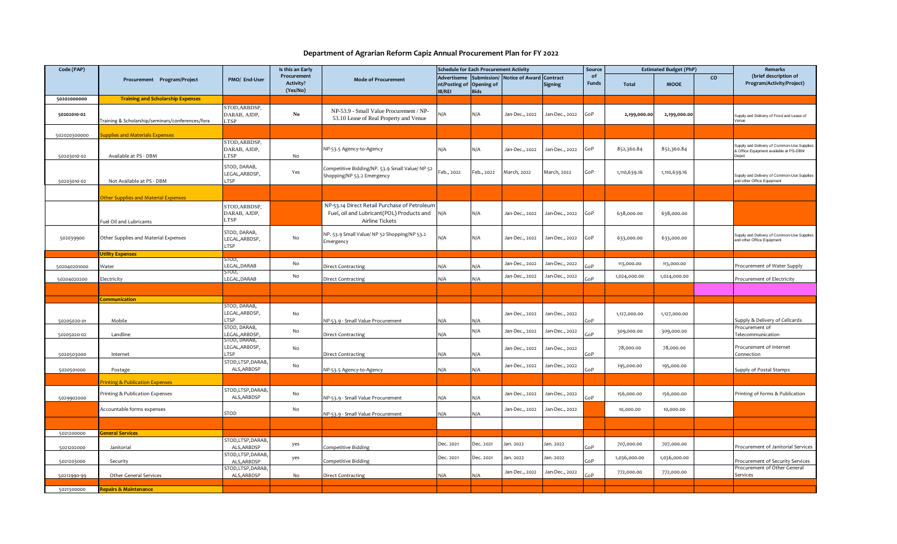# Department of Agrarian Reform Capiz Annual Procurement Plan for FY 2022

| Code (PAP) | Procurement Program/Project | PMO/ End-User | Is this an Early Procurement Activity? (Yes/No) | Mode of Procurement | Schedule for Each Procurement Activity | | | | Source of Funds | Estimated Budget (PhP) | | | Remarks (brief description of Program/Activity/Project) |
|---|---|---|---|---|---|---|---|---|---|---|---|---|---|
| | | | | | Advertisement/Posting of IB/REI | Submission/ Opening of Bids | Notice of Award | Contract Signing | | Total | MOOE | CO | |
| 50202000000 | **Training and Scholarship Expenses** | | | | | | | | | | | | |
| 50202010-02 | Training & Scholarship/seminars/conferences/fora | STOD,ARBDSP, DARAB, AJDP, LTSP | No | NP-53.9 - Small Value Procurement / NP-53.10 Lease of Real Property and Venue | N/A | N/A | Jan-Dec., 2022 | Jan-Dec., 2022 | GoP | 2,199,000.00 | 2,199,000.00 | | Supply and Delivery of Food and Lease of Venue |
| 502020300000 | **Supplies and Materials Expenses** | | | | | | | | | | | | |
| 50203010-02 | Available at PS - DBM | STOD,ARBDSP, DARAB, AJDP, LTSP | No | NP-53.5 Agency-to-Agency | N/A | N/A | Jan-Dec., 2022 | Jan-Dec., 2022 | GoP | 852,360.84 | 852,360.84 | | Supply and Delivery of Common-Use Supplies & Office Equipment available at PS-DBM Depot |
| 50203010-02 | Not Available at PS - DBM | STOD, DARAB, LEGAL,ARBDSP, LTSP | Yes | Competitive Bidding/NP. 53.9 Small Value/ NP 52 Shopping/NP 53.2 Emergency | Feb., 2022 | Feb., 2022 | March, 2022 | March, 2022 | GoP | 1,110,639.16 | 1,110,639.16 | | Supply and Delivery of Common-Use Supplies and other Office Equipment |
| | **Other Supplies and Material Expenses** | | | | | | | | | | | | |
| | Fuel Oil and Lubricants | STOD,ARBDSP, DARAB, AJDP, LTSP | | NP-53.14 Direct Retail Purchase of Petroleum Fuel, oil and Lubricant(POL) Products and Airline Tickets | N/A | N/A | Jan-Dec., 2022 | Jan-Dec., 2022 | GoP | 638,000.00 | 638,000.00 | | |
| 502039900 | Other Supplies and Material Expenses | STOD, DARAB, LEGAL,ARBDSP, LTSP | No | NP. 53.9 Small Value/ NP 52 Shopping/NP 53.2 Emergency | N/A | N/A | Jan-Dec., 2022 | Jan-Dec., 2022 | GoP | 633,000.00 | 633,000.00 | | Supply and Delivery of Common-Use Supplies and other Office Equipment |
| | **Utility Expenses** | | | | | | | | | | | | |
| 502040201000 | Water | STOD, LEGAL,DARAB | No | Direct Contracting | N/A | N/A | Jan-Dec., 2022 | Jan-Dec., 2022 | GoP | 113,000.00 | 113,000.00 | | Procurement of Water Supply |
| 50204020200 | Electricity | STOD, LEGAL,DARAB | No | Direct Contracting | N/A | N/A | Jan-Dec., 2022 | Jan-Dec., 2022 | GoP | 1,024,000.00 | 1,024,000.00 | | Procurement of Electricity |
| | **Communication** | | | | | | | | | | | | |
| 50205020-01 | Mobile | STOD, DARAB, LEGAL,ARBDSP, LTSP | No | NP-53.9 - Small Value Procurement | N/A | N/A | Jan-Dec., 2022 | Jan-Dec., 2022 | GoP | 1,127,000.00 | 1,127,000.00 | | Supply & Delivery of Cellcards |
| 50205020-02 | Landline | STOD, DARAB, LEGAL,ARBDSP, | No | Direct Contracting | N/A | N/A | Jan-Dec., 2022 | Jan-Dec., 2022 | GoP | 309,000.00 | 309,000.00 | | Procurement of Telecommunication |
| 5020503000 | Internet | STOD, DARAB, LEGAL,ARBDSP, LTSP | No | Direct Contracting | N/A | N/A | Jan-Dec., 2022 | Jan-Dec., 2022 | GoP | 78,000.00 | 78,000.00 | | Procurement of Internet Connection |
| 5020501000 | Postage | STOD,LTSP,DARAB, ALS,ARBDSP | No | NP-53.5 Agency-to-Agency | N/A | N/A | Jan-Dec., 2022 | Jan-Dec., 2022 | GoP | 195,000.00 | 195,000.00 | | Supply of Postal Stamps |
| | **Printing & Publication Expenses** | | | | | | | | | | | | |
| 5029902000 | Printing & Publication Expenses | STOD,LTSP,DARAB, ALS,ARBDSP | No | NP-53.9 - Small Value Procurement | N/A | N/A | Jan-Dec., 2022 | Jan-Dec., 2022 | GoP | 156,000.00 | 156,000.00 | | Printing of forms & Publication |
| | Accountable forms expenses | STOD | No | NP-53.9 - Small Value Procurement | N/A | N/A | Jan-Dec., 2022 | Jan-Dec., 2022 | | 10,000.00 | 10,000.00 | | |
| 5021200000 | **General Services** | | | | | | | | | | | | |
| 5021202000 | Janitorial | STOD,LTSP,DARAB, ALS,ARBDSP | yes | Competitive Bidding | Dec. 2021 | Dec. 2021 | Jan. 2022 | Jan. 2022 | GoP | 707,000.00 | 707,000.00 | | Procurement of Janitorial Services |
| 5021203000 | Security | STOD,LTSP,DARAB, ALS,ARBDSP | yes | Competitive Bidding | Dec. 2021 | Dec. 2021 | Jan. 2022 | Jan. 2022 | GoP | 1,036,000.00 | 1,036,000.00 | | Procurement of Security Services |
| 50212990-99 | Other General Services | STOD,LTSP,DARAB, ALS,ARBDSP | No | Direct Contracting | N/A | N/A | Jan-Dec., 2022 | Jan-Dec., 2022 | GoP | 772,000.00 | 772,000.00 | | Procurement of Other General Services |
| 5021300000 | **Repairs & Maintenance** | | | | | | | | | | | | |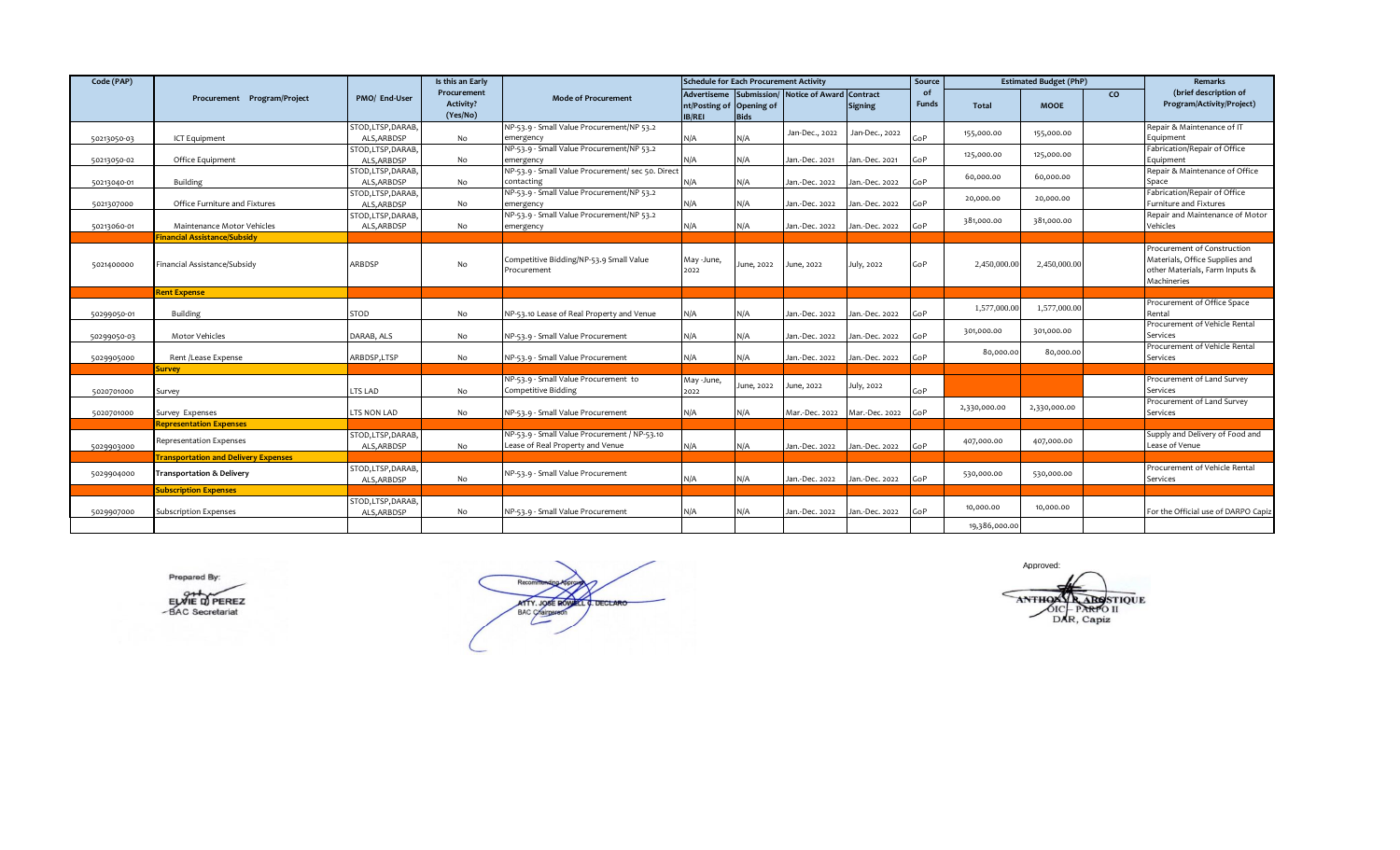| Code (PAP) | Procurement Program/Project | PMO/ End-User | Is this an Early Procurement Activity? (Yes/No) | Mode of Procurement | Schedule for Each Procurement Activity | | | | Source of Funds | Estimated Budget (PhP) | | | Remarks (brief description of Program/Activity/Project) |
|---|---|---|---|---|---|---|---|---|---|---|---|---|---|
| | | | | | Advertisement/Posting of IB/REI | Submission/ Opening of Bids | Notice of Award | Contract Signing | | Total | MOOE | CO | |
| 50213050-03 | ICT Equipment | STOD,LTSP,DARAB, ALS,ARBDSP | No | NP-53.9 - Small Value Procurement/NP 53.2 emergency | N/A | N/A | Jan-Dec., 2022 | Jan-Dec., 2022 | GoP | 155,000.00 | 155,000.00 | | Repair & Maintenance of IT Equipment |
| 50213050-02 | Office Equipment | STOD,LTSP,DARAB, ALS,ARBDSP | No | NP-53.9 - Small Value Procurement/NP 53.2 emergency | N/A | N/A | Jan.-Dec. 2021 | Jan.-Dec. 2021 | GoP | 125,000.00 | 125,000.00 | | Fabrication/Repair of Office Equipment |
| 50213040-01 | Building | STOD,LTSP,DARAB, ALS,ARBDSP | No | NP-53.9 - Small Value Procurement/ sec 50. Direct contacting | N/A | N/A | Jan.-Dec. 2022 | Jan.-Dec. 2022 | GoP | 60,000.00 | 60,000.00 | | Repair & Maintenance of Office Space |
| 5021307000 | Office Furniture and Fixtures | STOD,LTSP,DARAB, ALS,ARBDSP | No | NP-53.9 - Small Value Procurement/NP 53.2 emergency | N/A | N/A | Jan.-Dec. 2022 | Jan.-Dec. 2022 | GoP | 20,000.00 | 20,000.00 | | Fabrication/Repair of Office Furniture and Fixtures |
| 50213060-01 | Maintenance Motor Vehicles | STOD,LTSP,DARAB, ALS,ARBDSP | No | NP-53.9 - Small Value Procurement/NP 53.2 emergency | N/A | N/A | Jan.-Dec. 2022 | Jan.-Dec. 2022 | GoP | 381,000.00 | 381,000.00 | | Repair and Maintenance of Motor Vehicles |
| | **Financial Assistance/Subsidy** | | | | | | | | | | | | |
| 5021400000 | Financial Assistance/Subsidy | ARBDSP | No | Competitive Bidding/NP-53.9 Small Value Procurement | May -June, 2022 | June, 2022 | June, 2022 | July, 2022 | GoP | 2,450,000.00 | 2,450,000.00 | | Procurement of Construction Materials, Office Supplies and other Materials, Farm Inputs & Machineries |
| | **Rent Expense** | | | | | | | | | | | | |
| 50299050-01 | Building | STOD | No | NP-53.10 Lease of Real Property and Venue | N/A | N/A | Jan.-Dec. 2022 | Jan.-Dec. 2022 | GoP | 1,577,000.00 | 1,577,000.00 | | Procurement of Office Space Rental |
| 50299050-03 | Motor Vehicles | DARAB, ALS | No | NP-53.9 - Small Value Procurement | N/A | N/A | Jan.-Dec. 2022 | Jan.-Dec. 2022 | GoP | 301,000.00 | 301,000.00 | | Procurement of Vehicle Rental Services |
| 5029905000 | Rent /Lease Expense | ARBDSP,LTSP | No | NP-53.9 - Small Value Procurement | N/A | N/A | Jan.-Dec. 2022 | Jan.-Dec. 2022 | GoP | 80,000.00 | 80,000.00 | | Procurement of Vehicle Rental Services |
| | **Survey** | | | | | | | | | | | | |
| 5020701000 | Survey | LTS LAD | No | NP-53.9 - Small Value Procurement to Competitive Bidding | May -June, 2022 | June, 2022 | June, 2022 | July, 2022 | GoP | | | | Procurement of Land Survey Services |
| 5020701000 | Survey Expenses | LTS NON LAD | No | NP-53.9 - Small Value Procurement | N/A | N/A | Mar.-Dec. 2022 | Mar.-Dec. 2022 | GoP | 2,330,000.00 | 2,330,000.00 | | Procurement of Land Survey Services |
| | **Representation Expenses** | | | | | | | | | | | | |
| 5029903000 | Representation Expenses | STOD,LTSP,DARAB, ALS,ARBDSP | No | NP-53.9 - Small Value Procurement / NP-53.10 Lease of Real Property and Venue | N/A | N/A | Jan.-Dec. 2022 | Jan.-Dec. 2022 | GoP | 407,000.00 | 407,000.00 | | Supply and Delivery of Food and Lease of Venue |
| | **Transportation and Delivery Expenses** | | | | | | | | | | | | |
| 5029904000 | **Transportation & Delivery** | STOD,LTSP,DARAB, ALS,ARBDSP | No | NP-53.9 - Small Value Procurement | N/A | N/A | Jan.-Dec. 2022 | Jan.-Dec. 2022 | GoP | 530,000.00 | 530,000.00 | | Procurement of Vehicle Rental Services |
| | **Subscription Expenses** | | | | | | | | | | | | |
| 5029907000 | Subscription Expenses | STOD,LTSP,DARAB, ALS,ARBDSP | No | NP-53.9 - Small Value Procurement | N/A | N/A | Jan.-Dec. 2022 | Jan.-Dec. 2022 | GoP | 10,000.00 | 10,000.00 | | For the Official use of DARPO Capiz |
| | | | | | | | | | | 19,386,000.00 | | | |

Prepared By:

ELVIE D. PEREZ
BAC Secretariat

Recommending Approval:

ATTY. JOSE ROWELL C. DECLARO
BAC Chairperson

Approved:

ANTHONY R. AROSTIQUE
OIC – PARPO II
DAR, Capiz